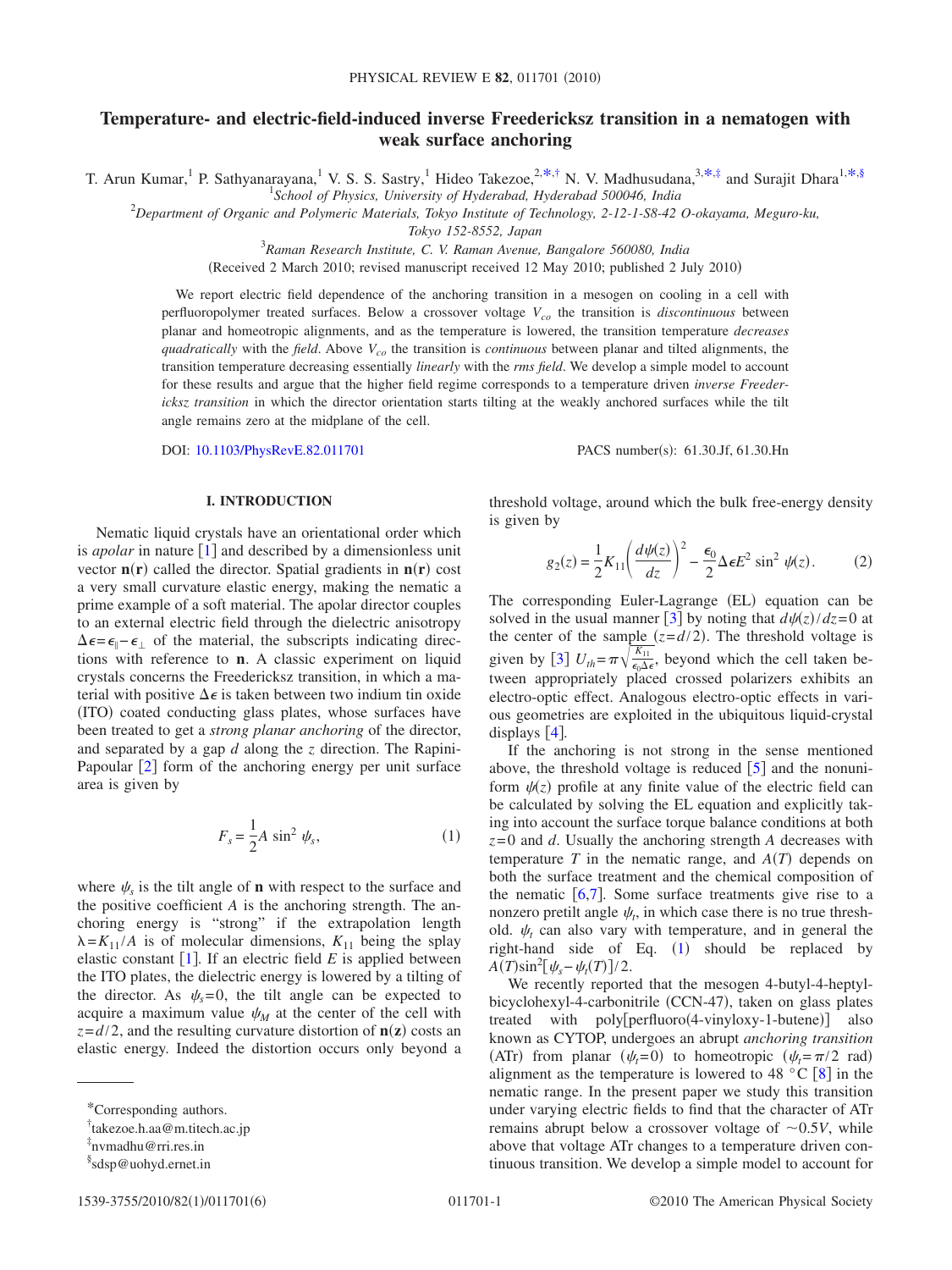# Temperature- and electric-field-induced inverse Freedericksz transition in a nematogen with weak surface anchoring

T. Arun Kumar,[1] P. Sathyanarayana,[1] V. S. S. Sastry,[1] Hideo Takezoe,[2,*,†] N. V. Madhusudana,[3,*,‡] and Surajit Dhara[1,*,§]

[1]School of Physics, University of Hyderabad, Hyderabad 500046, India

[2]Department of Organic and Polymeric Materials, Tokyo Institute of Technology, 2-12-1-S8-42 O-okayama, Meguro-ku, Tokyo 152-8552, Japan

[3]Raman Research Institute, C. V. Raman Avenue, Bangalore 560080, India

(Received 2 March 2010; revised manuscript received 12 May 2010; published 2 July 2010)

We report electric field dependence of the anchoring transition in a mesogen on cooling in a cell with perfluoropolymer treated surfaces. Below a crossover voltage $V_{co}$ the transition is *discontinuous* between planar and homeotropic alignments, and as the temperature is lowered, the transition temperature *decreases quadratically* with the *field*. Above $V_{co}$ the transition is *continuous* between planar and tilted alignments, the transition temperature decreasing essentially *linearly* with the *rms field*. We develop a simple model to account for these results and argue that the higher field regime corresponds to a temperature driven *inverse Freedericksz transition* in which the director orientation starts tilting at the weakly anchored surfaces while the tilt angle remains zero at the midplane of the cell.

DOI: 10.1103/PhysRevE.82.011701 PACS number(s): 61.30.Jf, 61.30.Hn

## I. INTRODUCTION

Nematic liquid crystals have an orientational order which is *apolar* in nature [1] and described by a dimensionless unit vector $\mathbf{n}(\mathbf{r})$ called the director. Spatial gradients in $\mathbf{n}(\mathbf{r})$ cost a very small curvature elastic energy, making the nematic a prime example of a soft material. The apolar director couples to an external electric field through the dielectric anisotropy $\Delta\epsilon=\epsilon_{\parallel}-\epsilon_{\perp}$ of the material, the subscripts indicating directions with reference to $\mathbf{n}$. A classic experiment on liquid crystals concerns the Freedericksz transition, in which a material with positive $\Delta\epsilon$ is taken between two indium tin oxide (ITO) coated conducting glass plates, whose surfaces have been treated to get a *strong planar anchoring* of the director, and separated by a gap $d$ along the $z$ direction. The Rapini-Papoular [2] form of the anchoring energy per unit surface area is given by

$$F_s=\frac{1}{2}A\sin^2\psi_s, \tag{1}$$

where $\psi_s$ is the tilt angle of $\mathbf{n}$ with respect to the surface and the positive coefficient $A$ is the anchoring strength. The anchoring energy is "strong" if the extrapolation length $\lambda=K_{11}/A$ is of molecular dimensions, $K_{11}$ being the splay elastic constant [1]. If an electric field $E$ is applied between the ITO plates, the dielectric energy is lowered by a tilting of the director. As $\psi_s=0$, the tilt angle can be expected to acquire a maximum value $\psi_M$ at the center of the cell with $z=d/2$, and the resulting curvature distortion of $\mathbf{n}(\mathbf{z})$ costs an elastic energy. Indeed the distortion occurs only beyond a threshold voltage, around which the bulk free-energy density is given by

$$g_2(z)=\frac{1}{2}K_{11}\left(\frac{d\psi(z)}{dz}\right)^2-\frac{\epsilon_0}{2}\Delta\epsilon E^2\sin^2\psi(z). \tag{2}$$

The corresponding Euler-Lagrange (EL) equation can be solved in the usual manner [3] by noting that $d\psi(z)/dz=0$ at the center of the sample $(z=d/2)$. The threshold voltage is given by [3] $U_{th}=\pi\sqrt{\frac{K_{11}}{\epsilon_0\Delta\epsilon}}$, beyond which the cell taken between appropriately placed crossed polarizers exhibits an electro-optic effect. Analogous electro-optic effects in various geometries are exploited in the ubiquitous liquid-crystal displays [4].

If the anchoring is not strong in the sense mentioned above, the threshold voltage is reduced [5] and the nonuniform $\psi(z)$ profile at any finite value of the electric field can be calculated by solving the EL equation and explicitly taking into account the surface torque balance conditions at both $z=0$ and $d$. Usually the anchoring strength $A$ decreases with temperature $T$ in the nematic range, and $A(T)$ depends on both the surface treatment and the chemical composition of the nematic [6,7]. Some surface treatments give rise to a nonzero pretilt angle $\psi_t$, in which case there is no true threshold. $\psi_t$ can also vary with temperature, and in general the right-hand side of Eq. (1) should be replaced by $A(T)\sin^2[\psi_s-\psi_t(T)]/2$.

We recently reported that the mesogen 4-butyl-4-heptyl-bicyclohexyl-4-carbonitrile (CCN-47), taken on glass plates treated with poly[perfluoro(4-vinyloxy-1-butene)] also known as CYTOP, undergoes an abrupt *anchoring transition* (ATr) from planar ($\psi_t=0$) to homeotropic ($\psi_t=\pi/2$ rad) alignment as the temperature is lowered to 48 °C [8] in the nematic range. In the present paper we study this transition under varying electric fields to find that the character of ATr remains abrupt below a crossover voltage of ~0.5$V$, while above that voltage ATr changes to a temperature driven continuous transition. We develop a simple model to account for

---

*Corresponding authors.

†takezoe.h.aa@m.titech.ac.jp

‡nvmadhu@rri.res.in

§sdsp@uohyd.ernet.in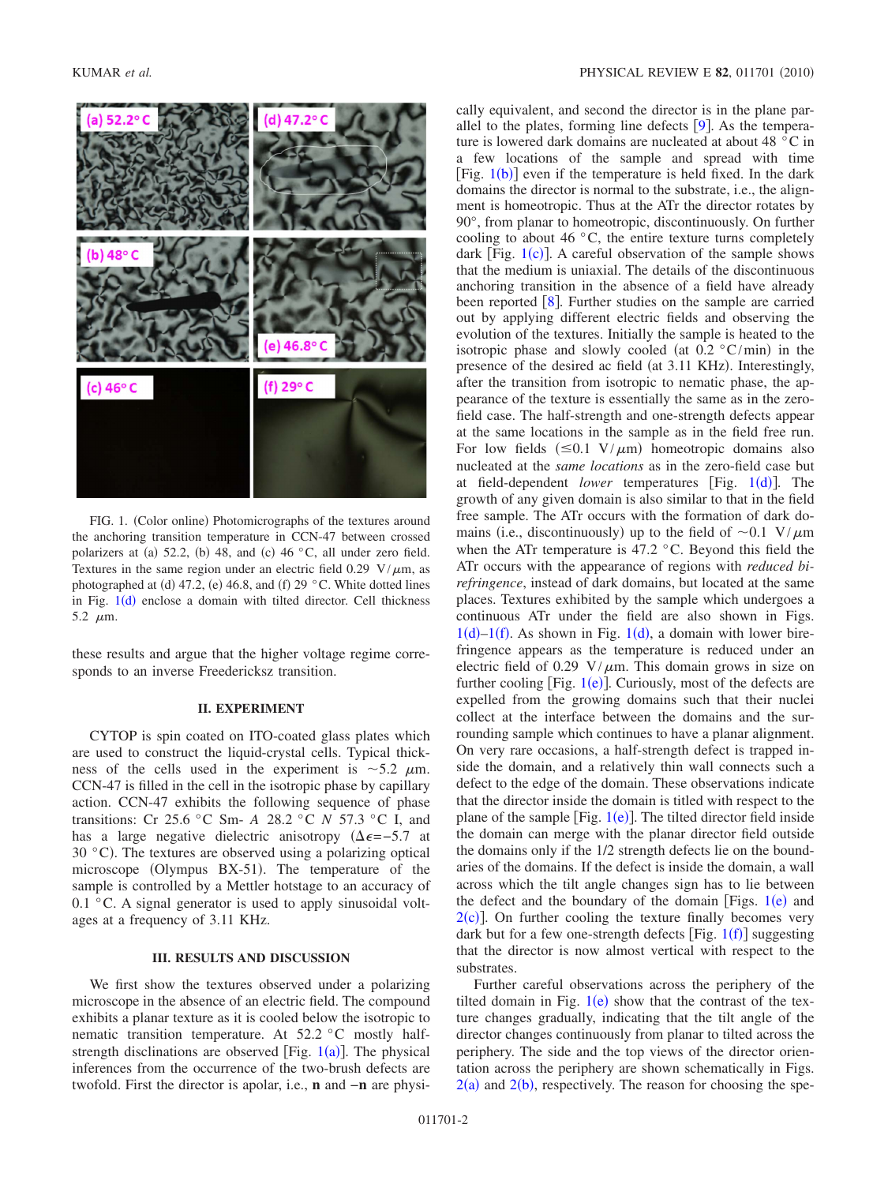FIG. 1. (Color online) Photomicrographs of the textures around the anchoring transition temperature in CCN-47 between crossed polarizers at (a) 52.2, (b) 48, and (c) 46 °C, all under zero field. Textures in the same region under an electric field 0.29 V/$\mu$m, as photographed at (d) 47.2, (e) 46.8, and (f) 29 °C. White dotted lines in Fig. 1(d) enclose a domain with tilted director. Cell thickness 5.2 $\mu$m.

these results and argue that the higher voltage regime corresponds to an inverse Freedericksz transition.

## II. EXPERIMENT

CYTOP is spin coated on ITO-coated glass plates which are used to construct the liquid-crystal cells. Typical thickness of the cells used in the experiment is ~5.2 $\mu$m. CCN-47 is filled in the cell in the isotropic phase by capillary action. CCN-47 exhibits the following sequence of phase transitions: Cr 25.6 °C Sm- *A* 28.2 °C *N* 57.3 °C I, and has a large negative dielectric anisotropy ($\Delta\epsilon = -5.7$ at 30 °C). The textures are observed using a polarizing optical microscope (Olympus BX-51). The temperature of the sample is controlled by a Mettler hotstage to an accuracy of 0.1 °C. A signal generator is used to apply sinusoidal voltages at a frequency of 3.11 KHz.

## III. RESULTS AND DISCUSSION

We first show the textures observed under a polarizing microscope in the absence of an electric field. The compound exhibits a planar texture as it is cooled below the isotropic to nematic transition temperature. At 52.2 °C mostly half-strength disclinations are observed [Fig. 1(a)]. The physical inferences from the occurrence of the two-brush defects are twofold. First the director is apolar, i.e., **n** and −**n** are physically equivalent, and second the director is in the plane parallel to the plates, forming line defects [9]. As the temperature is lowered dark domains are nucleated at about 48 °C in a few locations of the sample and spread with time [Fig. 1(b)] even if the temperature is held fixed. In the dark domains the director is normal to the substrate, i.e., the alignment is homeotropic. Thus at the ATr the director rotates by 90°, from planar to homeotropic, discontinuously. On further cooling to about 46 °C, the entire texture turns completely dark [Fig. 1(c)]. A careful observation of the sample shows that the medium is uniaxial. The details of the discontinuous anchoring transition in the absence of a field have already been reported [8]. Further studies on the sample are carried out by applying different electric fields and observing the evolution of the textures. Initially the sample is heated to the isotropic phase and slowly cooled (at 0.2 °C/min) in the presence of the desired ac field (at 3.11 KHz). Interestingly, after the transition from isotropic to nematic phase, the appearance of the texture is essentially the same as in the zero-field case. The half-strength and one-strength defects appear at the same locations in the sample as in the field free run. For low fields ($\leq$0.1 V/$\mu$m) homeotropic domains also nucleated at the *same locations* as in the zero-field case but at field-dependent *lower* temperatures [Fig. 1(d)]. The growth of any given domain is also similar to that in the field free sample. The ATr occurs with the formation of dark domains (i.e., discontinuously) up to the field of ~0.1 V/$\mu$m when the ATr temperature is 47.2 °C. Beyond this field the ATr occurs with the appearance of regions with *reduced birefringence*, instead of dark domains, but located at the same places. Textures exhibited by the sample which undergoes a continuous ATr under the field are also shown in Figs. 1(d)–1(f). As shown in Fig. 1(d), a domain with lower birefringence appears as the temperature is reduced under an electric field of 0.29 V/$\mu$m. This domain grows in size on further cooling [Fig. 1(e)]. Curiously, most of the defects are expelled from the growing domains such that their nuclei collect at the interface between the domains and the surrounding sample which continues to have a planar alignment. On very rare occasions, a half-strength defect is trapped inside the domain, and a relatively thin wall connects such a defect to the edge of the domain. These observations indicate that the director inside the domain is tilted with respect to the plane of the sample [Fig. 1(e)]. The tilted director field inside the domain can merge with the planar director field outside the domains only if the 1/2 strength defects lie on the boundaries of the domains. If the defect is inside the domain, a wall across which the tilt angle changes sign has to lie between the defect and the boundary of the domain [Figs. 1(e) and 2(c)]. On further cooling the texture finally becomes very dark but for a few one-strength defects [Fig. 1(f)] suggesting that the director is now almost vertical with respect to the substrates.

Further careful observations across the periphery of the tilted domain in Fig. 1(e) show that the contrast of the texture changes gradually, indicating that the tilt angle of the director changes continuously from planar to tilted across the periphery. The side and the top views of the director orientation across the periphery are shown schematically in Figs. 2(a) and 2(b), respectively. The reason for choosing the spe-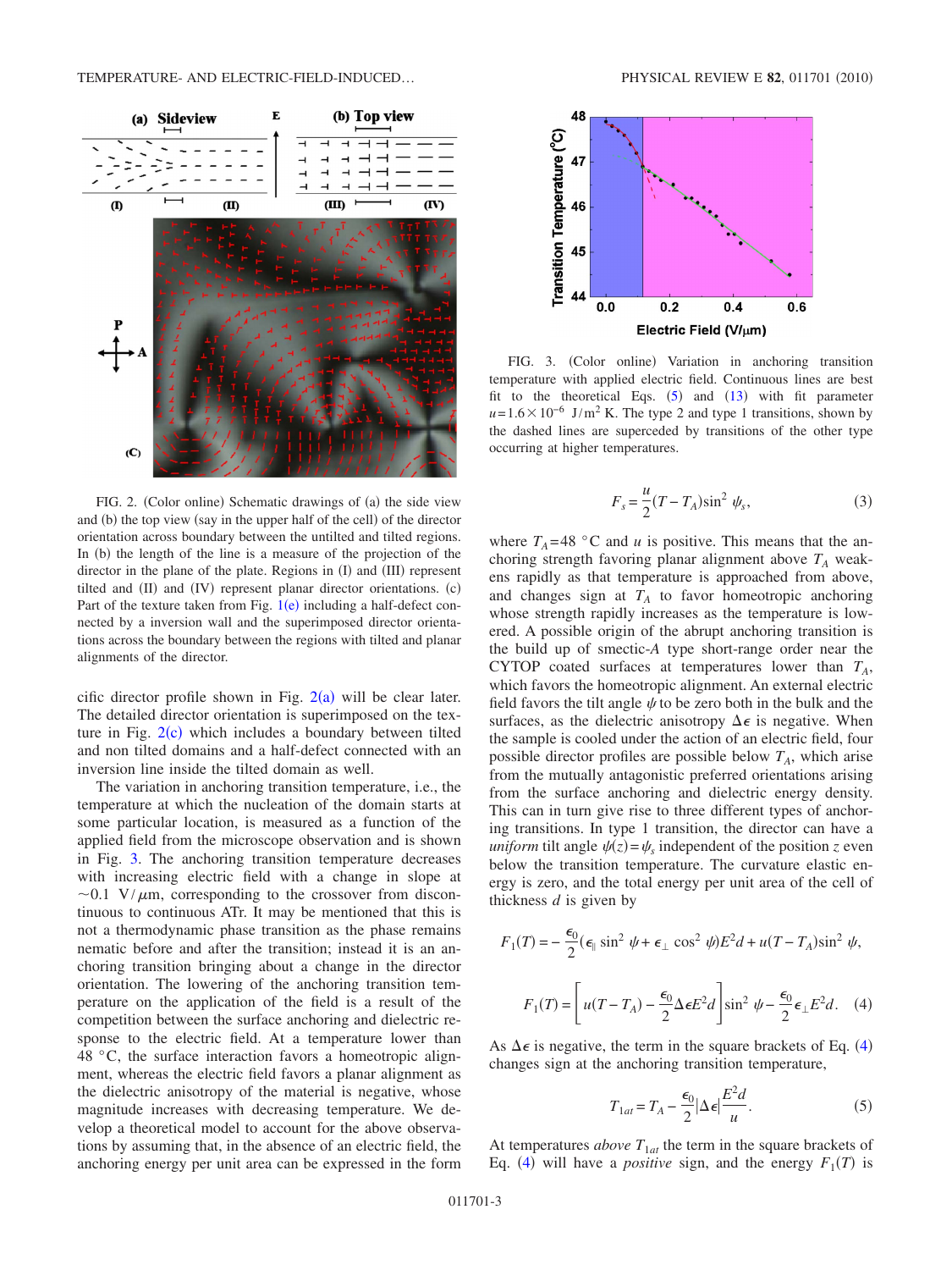FIG. 2. (Color online) Schematic drawings of (a) the side view and (b) the top view (say in the upper half of the cell) of the director orientation across boundary between the untilted and tilted regions. In (b) the length of the line is a measure of the projection of the director in the plane of the plate. Regions in (I) and (III) represent tilted and (II) and (IV) represent planar director orientations. (c) Part of the texture taken from Fig. 1(e) including a half-defect connected by a inversion wall and the superimposed director orientations across the boundary between the regions with tilted and planar alignments of the director.

cific director profile shown in Fig. 2(a) will be clear later. The detailed director orientation is superimposed on the texture in Fig. 2(c) which includes a boundary between tilted and non tilted domains and a half-defect connected with an inversion line inside the tilted domain as well.

The variation in anchoring transition temperature, i.e., the temperature at which the nucleation of the domain starts at some particular location, is measured as a function of the applied field from the microscope observation and is shown in Fig. 3. The anchoring transition temperature decreases with increasing electric field with a change in slope at $\sim 0.1$ V/$\mu$m, corresponding to the crossover from discontinuous to continuous ATr. It may be mentioned that this is not a thermodynamic phase transition as the phase remains nematic before and after the transition; instead it is an anchoring transition bringing about a change in the director orientation. The lowering of the anchoring transition temperature on the application of the field is a result of the competition between the surface anchoring and dielectric response to the electric field. At a temperature lower than 48 °C, the surface interaction favors a homeotropic alignment, whereas the electric field favors a planar alignment as the dielectric anisotropy of the material is negative, whose magnitude increases with decreasing temperature. We develop a theoretical model to account for the above observations by assuming that, in the absence of an electric field, the anchoring energy per unit area can be expressed in the form

FIG. 3. (Color online) Variation in anchoring transition temperature with applied electric field. Continuous lines are best fit to the theoretical Eqs. (5) and (13) with fit parameter $u=1.6\times 10^{-6}$ J/m$^2$ K. The type 2 and type 1 transitions, shown by the dashed lines are superceded by transitions of the other type occurring at higher temperatures.

$$F_s = \frac{u}{2}(T - T_A)\sin^2 \psi_s, \tag{3}$$

where $T_A = 48$ °C and $u$ is positive. This means that the anchoring strength favoring planar alignment above $T_A$ weakens rapidly as that temperature is approached from above, and changes sign at $T_A$ to favor homeotropic anchoring whose strength rapidly increases as the temperature is lowered. A possible origin of the abrupt anchoring transition is the build up of smectic-$A$ type short-range order near the CYTOP coated surfaces at temperatures lower than $T_A$, which favors the homeotropic alignment. An external electric field favors the tilt angle $\psi$ to be zero both in the bulk and the surfaces, as the dielectric anisotropy $\Delta\epsilon$ is negative. When the sample is cooled under the action of an electric field, four possible director profiles are possible below $T_A$, which arise from the mutually antagonistic preferred orientations arising from the surface anchoring and dielectric energy density. This can in turn give rise to three different types of anchoring transitions. In type 1 transition, the director can have a *uniform* tilt angle $\psi(z) = \psi_s$ independent of the position $z$ even below the transition temperature. The curvature elastic energy is zero, and the total energy per unit area of the cell of thickness $d$ is given by

$$F_1(T) = -\frac{\epsilon_0}{2}(\epsilon_\parallel \sin^2 \psi + \epsilon_\perp \cos^2 \psi)E^2 d + u(T - T_A)\sin^2 \psi,$$

$$F_1(T) = \left[u(T - T_A) - \frac{\epsilon_0}{2}\Delta\epsilon E^2 d\right]\sin^2 \psi - \frac{\epsilon_0}{2}\epsilon_\perp E^2 d. \tag{4}$$

As $\Delta\epsilon$ is negative, the term in the square brackets of Eq. (4) changes sign at the anchoring transition temperature,

$$T_{1at} = T_A - \frac{\epsilon_0}{2}|\Delta\epsilon|\frac{E^2 d}{u}. \tag{5}$$

At temperatures *above* $T_{1at}$ the term in the square brackets of Eq. (4) will have a *positive* sign, and the energy $F_1(T)$ is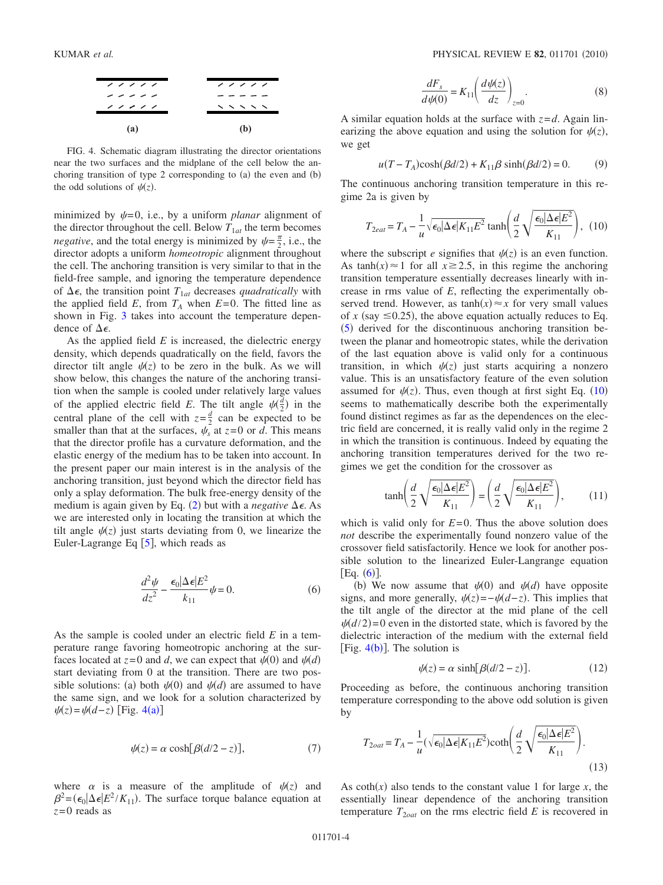FIG. 4. Schematic diagram illustrating the director orientations near the two surfaces and the midplane of the cell below the anchoring transition of type 2 corresponding to (a) the even and (b) the odd solutions of $\psi(z)$.

minimized by $\psi=0$, i.e., by a uniform *planar* alignment of the director throughout the cell. Below $T_{1at}$ the term becomes *negative*, and the total energy is minimized by $\psi=\frac{\pi}{2}$, i.e., the director adopts a uniform *homeotropic* alignment throughout the cell. The anchoring transition is very similar to that in the field-free sample, and ignoring the temperature dependence of $\Delta\epsilon$, the transition point $T_{1at}$ decreases *quadratically* with the applied field $E$, from $T_A$ when $E=0$. The fitted line as shown in Fig. 3 takes into account the temperature dependence of $\Delta\epsilon$.

As the applied field $E$ is increased, the dielectric energy density, which depends quadratically on the field, favors the director tilt angle $\psi(z)$ to be zero in the bulk. As we will show below, this changes the nature of the anchoring transition when the sample is cooled under relatively large values of the applied electric field $E$. The tilt angle $\psi(\frac{d}{2})$ in the central plane of the cell with $z=\frac{d}{2}$ can be expected to be smaller than that at the surfaces, $\psi_s$ at $z=0$ or $d$. This means that the director profile has a curvature deformation, and the elastic energy of the medium has to be taken into account. In the present paper our main interest is in the analysis of the anchoring transition, just beyond which the director field has only a splay deformation. The bulk free-energy density of the medium is again given by Eq. (2) but with a *negative* $\Delta\epsilon$. As we are interested only in locating the transition at which the tilt angle $\psi(z)$ just starts deviating from 0, we linearize the Euler-Lagrange Eq [5], which reads as

$$\frac{d^2\psi}{dz^2} - \frac{\epsilon_0|\Delta\epsilon|E^2}{k_{11}}\psi = 0. \tag{6}$$

As the sample is cooled under an electric field $E$ in a temperature range favoring homeotropic anchoring at the surfaces located at $z=0$ and $d$, we can expect that $\psi(0)$ and $\psi(d)$ start deviating from 0 at the transition. There are two possible solutions: (a) both $\psi(0)$ and $\psi(d)$ are assumed to have the same sign, and we look for a solution characterized by $\psi(z)=\psi(d-z)$ [Fig. 4(a)]

$$\psi(z) = \alpha \cosh[\beta(d/2 - z)], \tag{7}$$

where $\alpha$ is a measure of the amplitude of $\psi(z)$ and $\beta^2=(\epsilon_0|\Delta\epsilon|E^2/K_{11})$. The surface torque balance equation at $z=0$ reads as

$$\frac{dF_s}{d\psi(0)} = K_{11}\left(\frac{d\psi(z)}{dz}\right)_{z=0}. \tag{8}$$

A similar equation holds at the surface with $z=d$. Again linearizing the above equation and using the solution for $\psi(z)$, we get

$$u(T-T_A)\cosh(\beta d/2) + K_{11}\beta\sinh(\beta d/2) = 0. \tag{9}$$

The continuous anchoring transition temperature in this regime 2a is given by

$$T_{2eat} = T_A - \frac{1}{u}\sqrt{\epsilon_0|\Delta\epsilon|K_{11}E^2}\tanh\left(\frac{d}{2}\sqrt{\frac{\epsilon_0|\Delta\epsilon|E^2}{K_{11}}}\right), \tag{10}$$

where the subscript $e$ signifies that $\psi(z)$ is an even function. As $\tanh(x)\approx 1$ for all $x \gtrsim 2.5$, in this regime the anchoring transition temperature essentially decreases linearly with increase in rms value of $E$, reflecting the experimentally observed trend. However, as $\tanh(x)\approx x$ for very small values of $x$ (say $\leq 0.25$), the above equation actually reduces to Eq. (5) derived for the discontinuous anchoring transition between the planar and homeotropic states, while the derivation of the last equation above is valid only for a continuous transition, in which $\psi(z)$ just starts acquiring a nonzero value. This is an unsatisfactory feature of the even solution assumed for $\psi(z)$. Thus, even though at first sight Eq. (10) seems to mathematically describe both the experimentally found distinct regimes as far as the dependences on the electric field are concerned, it is really valid only in the regime 2 in which the transition is continuous. Indeed by equating the anchoring transition temperatures derived for the two regimes we get the condition for the crossover as

$$\tanh\left(\frac{d}{2}\sqrt{\frac{\epsilon_0|\Delta\epsilon|E^2}{K_{11}}}\right) = \left(\frac{d}{2}\sqrt{\frac{\epsilon_0|\Delta\epsilon|E^2}{K_{11}}}\right), \tag{11}$$

which is valid only for $E=0$. Thus the above solution does *not* describe the experimentally found nonzero value of the crossover field satisfactorily. Hence we look for another possible solution to the linearized Euler-Langrange equation [Eq. (6)].

(b) We now assume that $\psi(0)$ and $\psi(d)$ have opposite signs, and more generally, $\psi(z)=-\psi(d-z)$. This implies that the tilt angle of the director at the mid plane of the cell $\psi(d/2)=0$ even in the distorted state, which is favored by the dielectric interaction of the medium with the external field [Fig. 4(b)]. The solution is

$$\psi(z) = \alpha \sinh[\beta(d/2 - z)]. \tag{12}$$

Proceeding as before, the continuous anchoring transition temperature corresponding to the above odd solution is given by

$$T_{2oat} = T_A - \frac{1}{u}\left(\sqrt{\epsilon_0|\Delta\epsilon|K_{11}E^2}\right)\coth\left(\frac{d}{2}\sqrt{\frac{\epsilon_0|\Delta\epsilon|E^2}{K_{11}}}\right). \tag{13}$$

As $\coth(x)$ also tends to the constant value 1 for large $x$, the essentially linear dependence of the anchoring transition temperature $T_{2oat}$ on the rms electric field $E$ is recovered in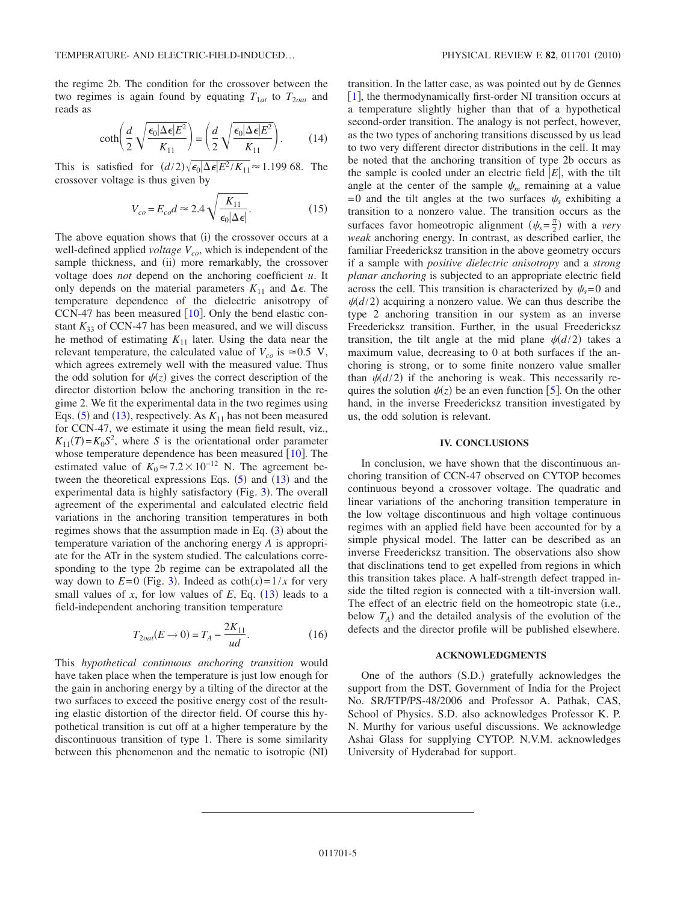the regime 2b. The condition for the crossover between the two regimes is again found by equating $T_{1at}$ to $T_{2oat}$ and reads as

$$\coth\left(\frac{d}{2}\sqrt{\frac{\epsilon_0|\Delta\epsilon|E^2}{K_{11}}}\right) = \left(\frac{d}{2}\sqrt{\frac{\epsilon_0|\Delta\epsilon|E^2}{K_{11}}}\right). \tag{14}$$

This is satisfied for $(d/2)\sqrt{\epsilon_0|\Delta\epsilon|E^2/K_{11}} \approx 1.199\,68$. The crossover voltage is thus given by

$$V_{co} = E_{co}d \approx 2.4\sqrt{\frac{K_{11}}{\epsilon_0|\Delta\epsilon|}}. \tag{15}$$

The above equation shows that (i) the crossover occurs at a well-defined applied *voltage* $V_{co}$, which is independent of the sample thickness, and (ii) more remarkably, the crossover voltage does *not* depend on the anchoring coefficient $u$. It only depends on the material parameters $K_{11}$ and $\Delta\epsilon$. The temperature dependence of the dielectric anisotropy of CCN-47 has been measured [10]. Only the bend elastic constant $K_{33}$ of CCN-47 has been measured, and we will discuss he method of estimating $K_{11}$ later. Using the data near the relevant temperature, the calculated value of $V_{co}$ is $\simeq 0.5$ V, which agrees extremely well with the measured value. Thus the odd solution for $\psi(z)$ gives the correct description of the director distortion below the anchoring transition in the regime 2. We fit the experimental data in the two regimes using Eqs. (5) and (13), respectively. As $K_{11}$ has not been measured for CCN-47, we estimate it using the mean field result, viz., $K_{11}(T) = K_0 S^2$, where $S$ is the orientational order parameter whose temperature dependence has been measured [10]. The estimated value of $K_0 \simeq 7.2 \times 10^{-12}$ N. The agreement between the theoretical expressions Eqs. (5) and (13) and the experimental data is highly satisfactory (Fig. 3). The overall agreement of the experimental and calculated electric field variations in the anchoring transition temperatures in both regimes shows that the assumption made in Eq. (3) about the temperature variation of the anchoring energy $A$ is appropriate for the ATr in the system studied. The calculations corresponding to the type 2b regime can be extrapolated all the way down to $E=0$ (Fig. 3). Indeed as $\coth(x) = 1/x$ for very small values of $x$, for low values of $E$, Eq. (13) leads to a field-independent anchoring transition temperature

$$T_{2oat}(E \to 0) = T_A - \frac{2K_{11}}{ud}. \tag{16}$$

This *hypothetical continuous anchoring transition* would have taken place when the temperature is just low enough for the gain in anchoring energy by a tilting of the director at the two surfaces to exceed the positive energy cost of the resulting elastic distortion of the director field. Of course this hypothetical transition is cut off at a higher temperature by the discontinuous transition of type 1. There is some similarity between this phenomenon and the nematic to isotropic (NI) transition. In the latter case, as was pointed out by de Gennes [1], the thermodynamically first-order NI transition occurs at a temperature slightly higher than that of a hypothetical second-order transition. The analogy is not perfect, however, as the two types of anchoring transitions discussed by us lead to two very different director distributions in the cell. It may be noted that the anchoring transition of type 2b occurs as the sample is cooled under an electric field $|E|$, with the tilt angle at the center of the sample $\psi_m$ remaining at a value $=0$ and the tilt angles at the two surfaces $\psi_s$ exhibiting a transition to a nonzero value. The transition occurs as the surfaces favor homeotropic alignment ($\psi_s = \frac{\pi}{2}$) with a *very weak* anchoring energy. In contrast, as described earlier, the familiar Freedericksz transition in the above geometry occurs if a sample with *positive dielectric anisotropy* and a *strong planar anchoring* is subjected to an appropriate electric field across the cell. This transition is characterized by $\psi_s = 0$ and $\psi(d/2)$ acquiring a nonzero value. We can thus describe the type 2 anchoring transition in our system as an inverse Freedericksz transition. Further, in the usual Freedericksz transition, the tilt angle at the mid plane $\psi(d/2)$ takes a maximum value, decreasing to 0 at both surfaces if the anchoring is strong, or to some finite nonzero value smaller than $\psi(d/2)$ if the anchoring is weak. This necessarily requires the solution $\psi(z)$ be an even function [5]. On the other hand, in the inverse Freedericksz transition investigated by us, the odd solution is relevant.

## IV. CONCLUSIONS

In conclusion, we have shown that the discontinuous anchoring transition of CCN-47 observed on CYTOP becomes continuous beyond a crossover voltage. The quadratic and linear variations of the anchoring transition temperature in the low voltage discontinuous and high voltage continuous regimes with an applied field have been accounted for by a simple physical model. The latter can be described as an inverse Freedericksz transition. The observations also show that disclinations tend to get expelled from regions in which this transition takes place. A half-strength defect trapped inside the tilted region is connected with a tilt-inversion wall. The effect of an electric field on the homeotropic state (i.e., below $T_A$) and the detailed analysis of the evolution of the defects and the director profile will be published elsewhere.

## ACKNOWLEDGMENTS

One of the authors (S.D.) gratefully acknowledges the support from the DST, Government of India for the Project No. SR/FTP/PS-48/2006 and Professor A. Pathak, CAS, School of Physics. S.D. also acknowledges Professor K. P. N. Murthy for various useful discussions. We acknowledge Ashai Glass for supplying CYTOP. N.V.M. acknowledges University of Hyderabad for support.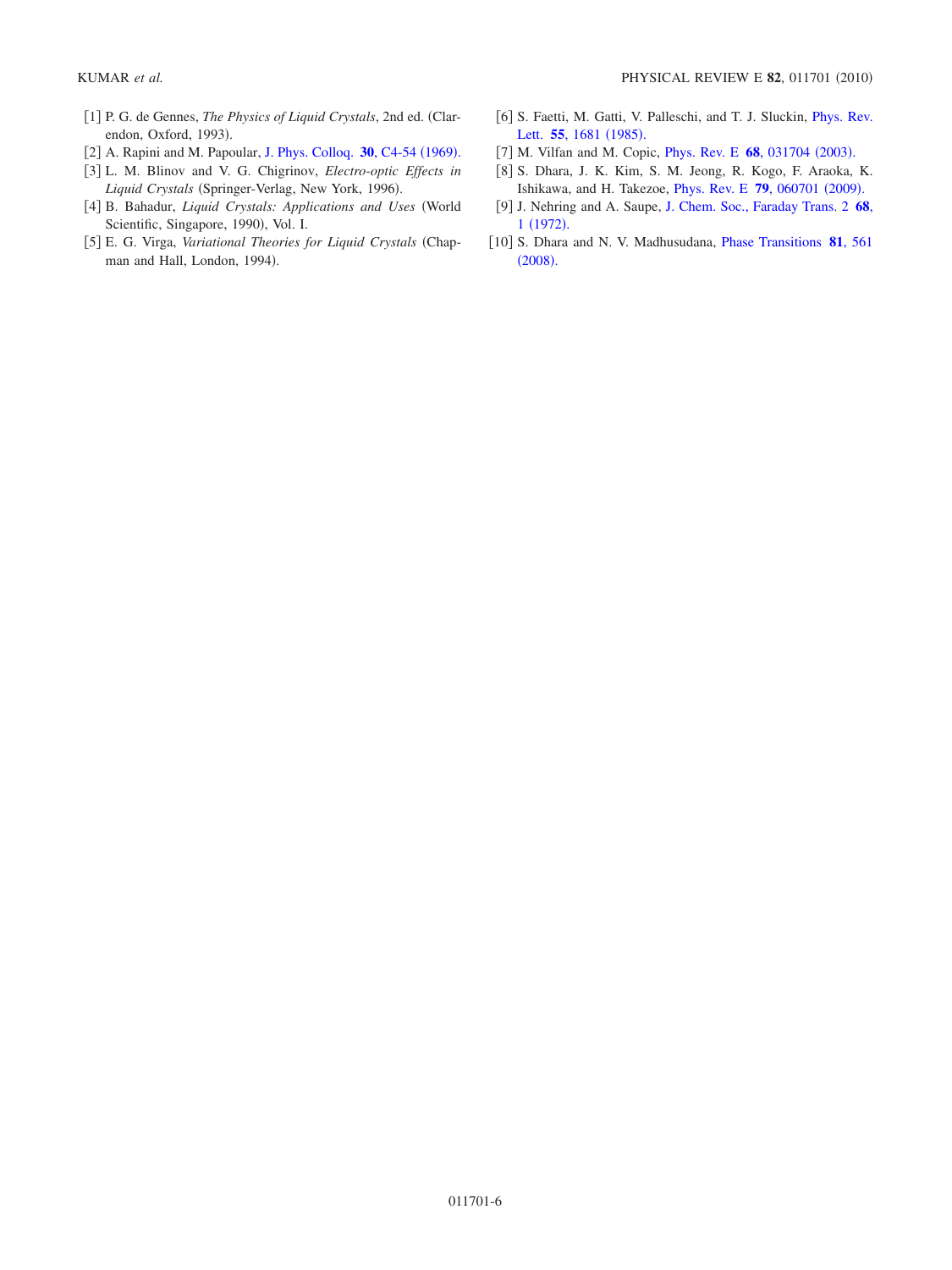[1] P. G. de Gennes, *The Physics of Liquid Crystals*, 2nd ed. (Clarendon, Oxford, 1993).

[2] A. Rapini and M. Papoular, J. Phys. Colloq. **30**, C4-54 (1969).

[3] L. M. Blinov and V. G. Chigrinov, *Electro-optic Effects in Liquid Crystals* (Springer-Verlag, New York, 1996).

[4] B. Bahadur, *Liquid Crystals: Applications and Uses* (World Scientific, Singapore, 1990), Vol. I.

[5] E. G. Virga, *Variational Theories for Liquid Crystals* (Chapman and Hall, London, 1994).

[6] S. Faetti, M. Gatti, V. Palleschi, and T. J. Sluckin, Phys. Rev. Lett. **55**, 1681 (1985).

[7] M. Vilfan and M. Copic, Phys. Rev. E **68**, 031704 (2003).

[8] S. Dhara, J. K. Kim, S. M. Jeong, R. Kogo, F. Araoka, K. Ishikawa, and H. Takezoe, Phys. Rev. E **79**, 060701 (2009).

[9] J. Nehring and A. Saupe, J. Chem. Soc., Faraday Trans. 2 **68**, 1 (1972).

[10] S. Dhara and N. V. Madhusudana, Phase Transitions **81**, 561 (2008).